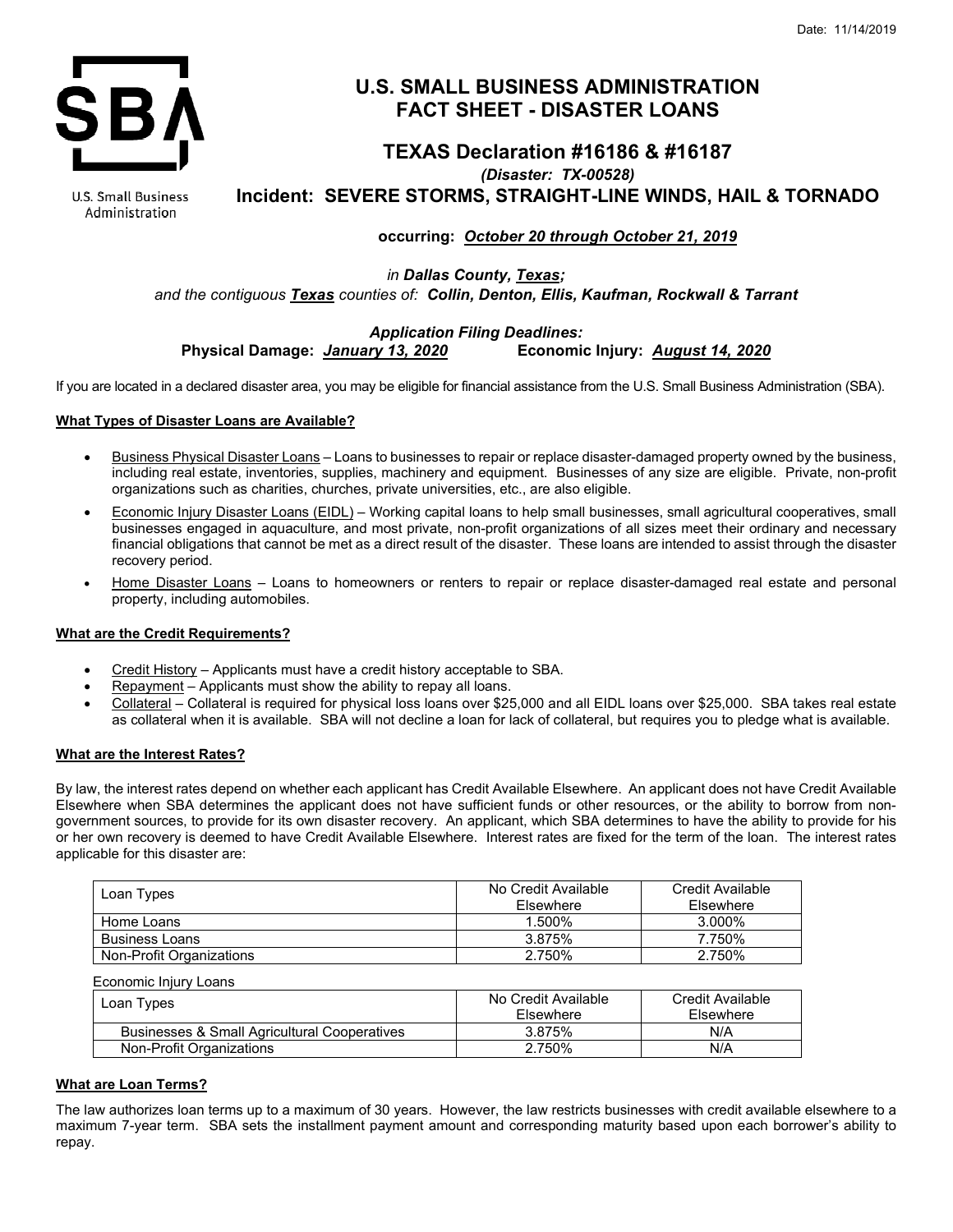Date: 11/14/2019

U.S. Small Business Administration

# U.S. SMALL BUSINESS ADMINISTRATION FACT SHEET - DISASTER LOANS

## TEXAS Declaration #16186 & #16187

***(Disaster: TX-00528)***

**Incident: SEVERE STORMS, STRAIGHT-LINE WINDS, HAIL & TORNADO**

**occurring:** ***October 20 through October 21, 2019***

*in* ***Dallas County, Texas;***

*and the contiguous* ***Texas*** *counties of:* ***Collin, Denton, Ellis, Kaufman, Rockwall & Tarrant***

***Application Filing Deadlines:***

**Physical Damage:** ***January 13, 2020*** **Economic Injury:** ***August 14, 2020***

If you are located in a declared disaster area, you may be eligible for financial assistance from the U.S. Small Business Administration (SBA).

**What Types of Disaster Loans are Available?**

- Business Physical Disaster Loans – Loans to businesses to repair or replace disaster-damaged property owned by the business, including real estate, inventories, supplies, machinery and equipment. Businesses of any size are eligible. Private, non-profit organizations such as charities, churches, private universities, etc., are also eligible.
- Economic Injury Disaster Loans (EIDL) – Working capital loans to help small businesses, small agricultural cooperatives, small businesses engaged in aquaculture, and most private, non-profit organizations of all sizes meet their ordinary and necessary financial obligations that cannot be met as a direct result of the disaster. These loans are intended to assist through the disaster recovery period.
- Home Disaster Loans – Loans to homeowners or renters to repair or replace disaster-damaged real estate and personal property, including automobiles.

**What are the Credit Requirements?**

- Credit History – Applicants must have a credit history acceptable to SBA.
- Repayment – Applicants must show the ability to repay all loans.
- Collateral – Collateral is required for physical loss loans over $25,000 and all EIDL loans over $25,000. SBA takes real estate as collateral when it is available. SBA will not decline a loan for lack of collateral, but requires you to pledge what is available.

**What are the Interest Rates?**

By law, the interest rates depend on whether each applicant has Credit Available Elsewhere. An applicant does not have Credit Available Elsewhere when SBA determines the applicant does not have sufficient funds or other resources, or the ability to borrow from non-government sources, to provide for its own disaster recovery. An applicant, which SBA determines to have the ability to provide for his or her own recovery is deemed to have Credit Available Elsewhere. Interest rates are fixed for the term of the loan. The interest rates applicable for this disaster are:

| Loan Types | No Credit Available Elsewhere | Credit Available Elsewhere |
|---|---|---|
| Home Loans | 1.500% | 3.000% |
| Business Loans | 3.875% | 7.750% |
| Non-Profit Organizations | 2.750% | 2.750% |

Economic Injury Loans

| Loan Types | No Credit Available Elsewhere | Credit Available Elsewhere |
|---|---|---|
| Businesses & Small Agricultural Cooperatives | 3.875% | N/A |
| Non-Profit Organizations | 2.750% | N/A |

**What are Loan Terms?**

The law authorizes loan terms up to a maximum of 30 years. However, the law restricts businesses with credit available elsewhere to a maximum 7-year term. SBA sets the installment payment amount and corresponding maturity based upon each borrower's ability to repay.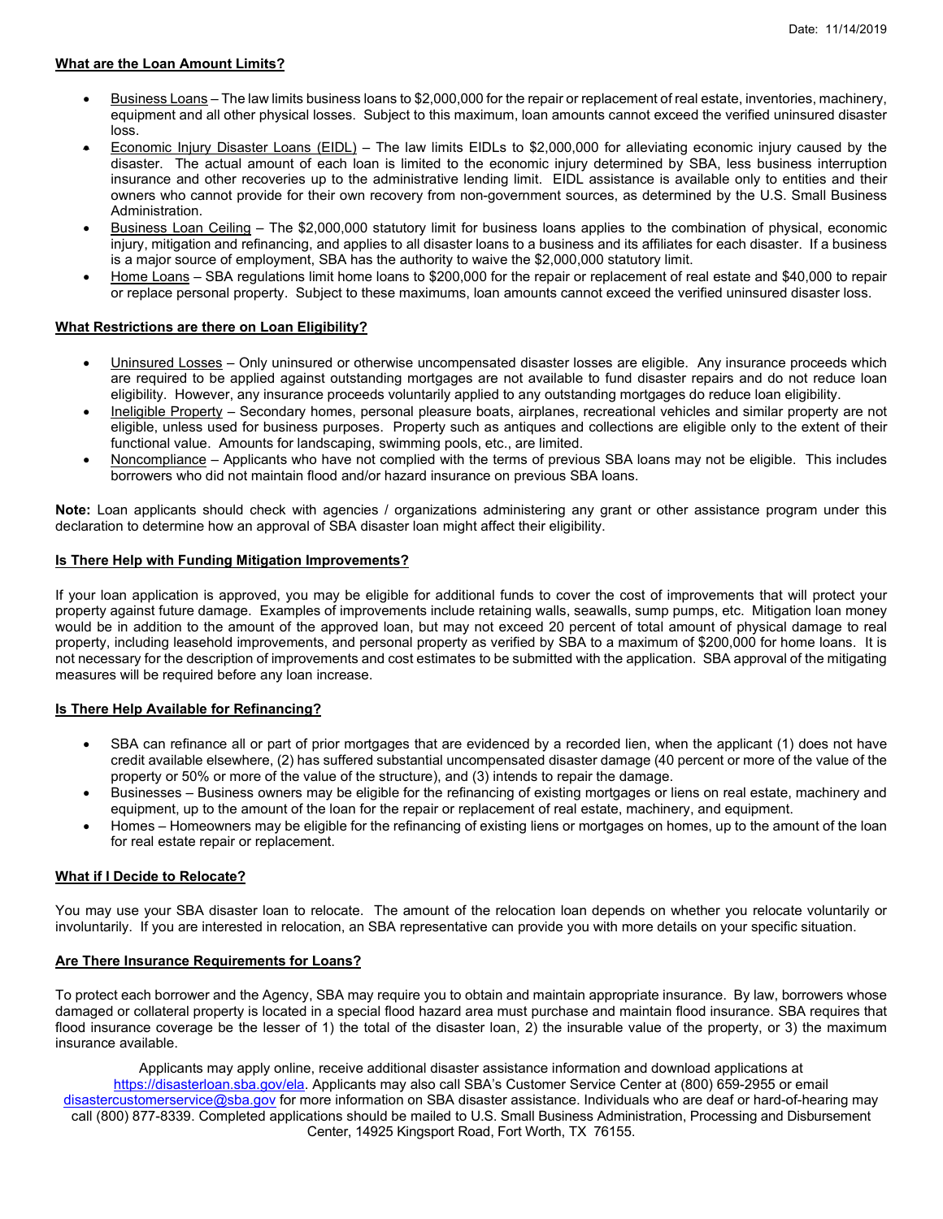Date: 11/14/2019

**What are the Loan Amount Limits?**

- Business Loans – The law limits business loans to $2,000,000 for the repair or replacement of real estate, inventories, machinery, equipment and all other physical losses. Subject to this maximum, loan amounts cannot exceed the verified uninsured disaster loss.
- Economic Injury Disaster Loans (EIDL) – The law limits EIDLs to $2,000,000 for alleviating economic injury caused by the disaster. The actual amount of each loan is limited to the economic injury determined by SBA, less business interruption insurance and other recoveries up to the administrative lending limit. EIDL assistance is available only to entities and their owners who cannot provide for their own recovery from non-government sources, as determined by the U.S. Small Business Administration.
- Business Loan Ceiling – The $2,000,000 statutory limit for business loans applies to the combination of physical, economic injury, mitigation and refinancing, and applies to all disaster loans to a business and its affiliates for each disaster. If a business is a major source of employment, SBA has the authority to waive the $2,000,000 statutory limit.
- Home Loans – SBA regulations limit home loans to $200,000 for the repair or replacement of real estate and $40,000 to repair or replace personal property. Subject to these maximums, loan amounts cannot exceed the verified uninsured disaster loss.

**What Restrictions are there on Loan Eligibility?**

- Uninsured Losses – Only uninsured or otherwise uncompensated disaster losses are eligible. Any insurance proceeds which are required to be applied against outstanding mortgages are not available to fund disaster repairs and do not reduce loan eligibility. However, any insurance proceeds voluntarily applied to any outstanding mortgages do reduce loan eligibility.
- Ineligible Property – Secondary homes, personal pleasure boats, airplanes, recreational vehicles and similar property are not eligible, unless used for business purposes. Property such as antiques and collections are eligible only to the extent of their functional value. Amounts for landscaping, swimming pools, etc., are limited.
- Noncompliance – Applicants who have not complied with the terms of previous SBA loans may not be eligible. This includes borrowers who did not maintain flood and/or hazard insurance on previous SBA loans.

**Note:** Loan applicants should check with agencies / organizations administering any grant or other assistance program under this declaration to determine how an approval of SBA disaster loan might affect their eligibility.

**Is There Help with Funding Mitigation Improvements?**

If your loan application is approved, you may be eligible for additional funds to cover the cost of improvements that will protect your property against future damage. Examples of improvements include retaining walls, seawalls, sump pumps, etc. Mitigation loan money would be in addition to the amount of the approved loan, but may not exceed 20 percent of total amount of physical damage to real property, including leasehold improvements, and personal property as verified by SBA to a maximum of $200,000 for home loans. It is not necessary for the description of improvements and cost estimates to be submitted with the application. SBA approval of the mitigating measures will be required before any loan increase.

**Is There Help Available for Refinancing?**

- SBA can refinance all or part of prior mortgages that are evidenced by a recorded lien, when the applicant (1) does not have credit available elsewhere, (2) has suffered substantial uncompensated disaster damage (40 percent or more of the value of the property or 50% or more of the value of the structure), and (3) intends to repair the damage.
- Businesses – Business owners may be eligible for the refinancing of existing mortgages or liens on real estate, machinery and equipment, up to the amount of the loan for the repair or replacement of real estate, machinery, and equipment.
- Homes – Homeowners may be eligible for the refinancing of existing liens or mortgages on homes, up to the amount of the loan for real estate repair or replacement.

**What if I Decide to Relocate?**

You may use your SBA disaster loan to relocate. The amount of the relocation loan depends on whether you relocate voluntarily or involuntarily. If you are interested in relocation, an SBA representative can provide you with more details on your specific situation.

**Are There Insurance Requirements for Loans?**

To protect each borrower and the Agency, SBA may require you to obtain and maintain appropriate insurance. By law, borrowers whose damaged or collateral property is located in a special flood hazard area must purchase and maintain flood insurance. SBA requires that flood insurance coverage be the lesser of 1) the total of the disaster loan, 2) the insurable value of the property, or 3) the maximum insurance available.

Applicants may apply online, receive additional disaster assistance information and download applications at https://disasterloan.sba.gov/ela. Applicants may also call SBA's Customer Service Center at (800) 659-2955 or email disastercustomerservice@sba.gov for more information on SBA disaster assistance. Individuals who are deaf or hard-of-hearing may call (800) 877-8339. Completed applications should be mailed to U.S. Small Business Administration, Processing and Disbursement Center, 14925 Kingsport Road, Fort Worth, TX 76155.